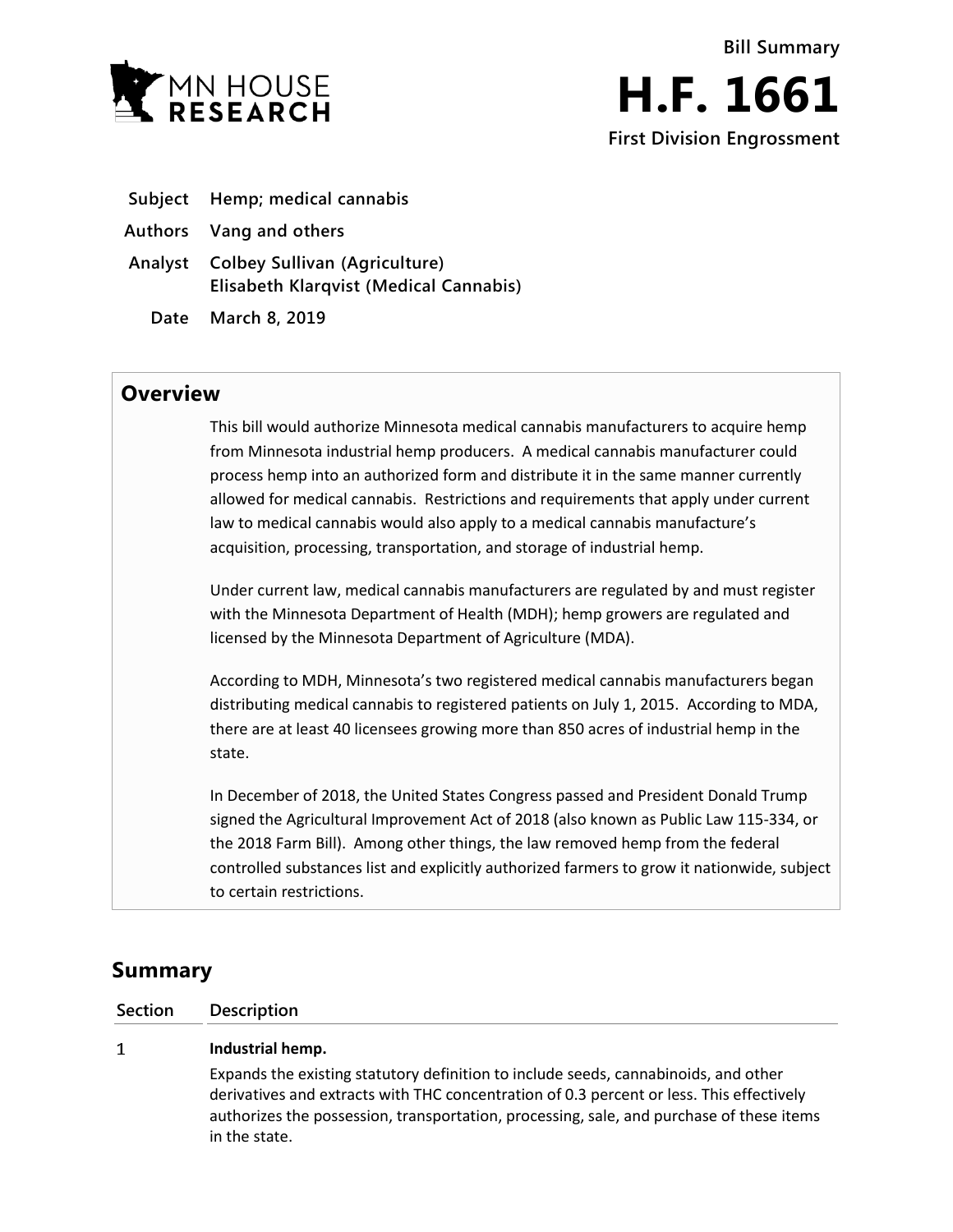MN HOUSE RESEARCH

Bill Summary

# H.F. 1661

**First Division Engrossment**

| | |
|---|---|
| **Subject** | **Hemp; medical cannabis** |
| **Authors** | **Vang and others** |
| **Analyst** | **Colbey Sullivan (Agriculture)**<br>**Elisabeth Klarqvist (Medical Cannabis)** |
| **Date** | **March 8, 2019** |

## Overview

This bill would authorize Minnesota medical cannabis manufacturers to acquire hemp from Minnesota industrial hemp producers. A medical cannabis manufacturer could process hemp into an authorized form and distribute it in the same manner currently allowed for medical cannabis. Restrictions and requirements that apply under current law to medical cannabis would also apply to a medical cannabis manufacture's acquisition, processing, transportation, and storage of industrial hemp.

Under current law, medical cannabis manufacturers are regulated by and must register with the Minnesota Department of Health (MDH); hemp growers are regulated and licensed by the Minnesota Department of Agriculture (MDA).

According to MDH, Minnesota's two registered medical cannabis manufacturers began distributing medical cannabis to registered patients on July 1, 2015. According to MDA, there are at least 40 licensees growing more than 850 acres of industrial hemp in the state.

In December of 2018, the United States Congress passed and President Donald Trump signed the Agricultural Improvement Act of 2018 (also known as Public Law 115-334, or the 2018 Farm Bill). Among other things, the law removed hemp from the federal controlled substances list and explicitly authorized farmers to grow it nationwide, subject to certain restrictions.

## Summary

| Section | Description |
|---|---|
| 1 | **Industrial hemp.**<br>Expands the existing statutory definition to include seeds, cannabinoids, and other derivatives and extracts with THC concentration of 0.3 percent or less. This effectively authorizes the possession, transportation, processing, sale, and purchase of these items in the state. |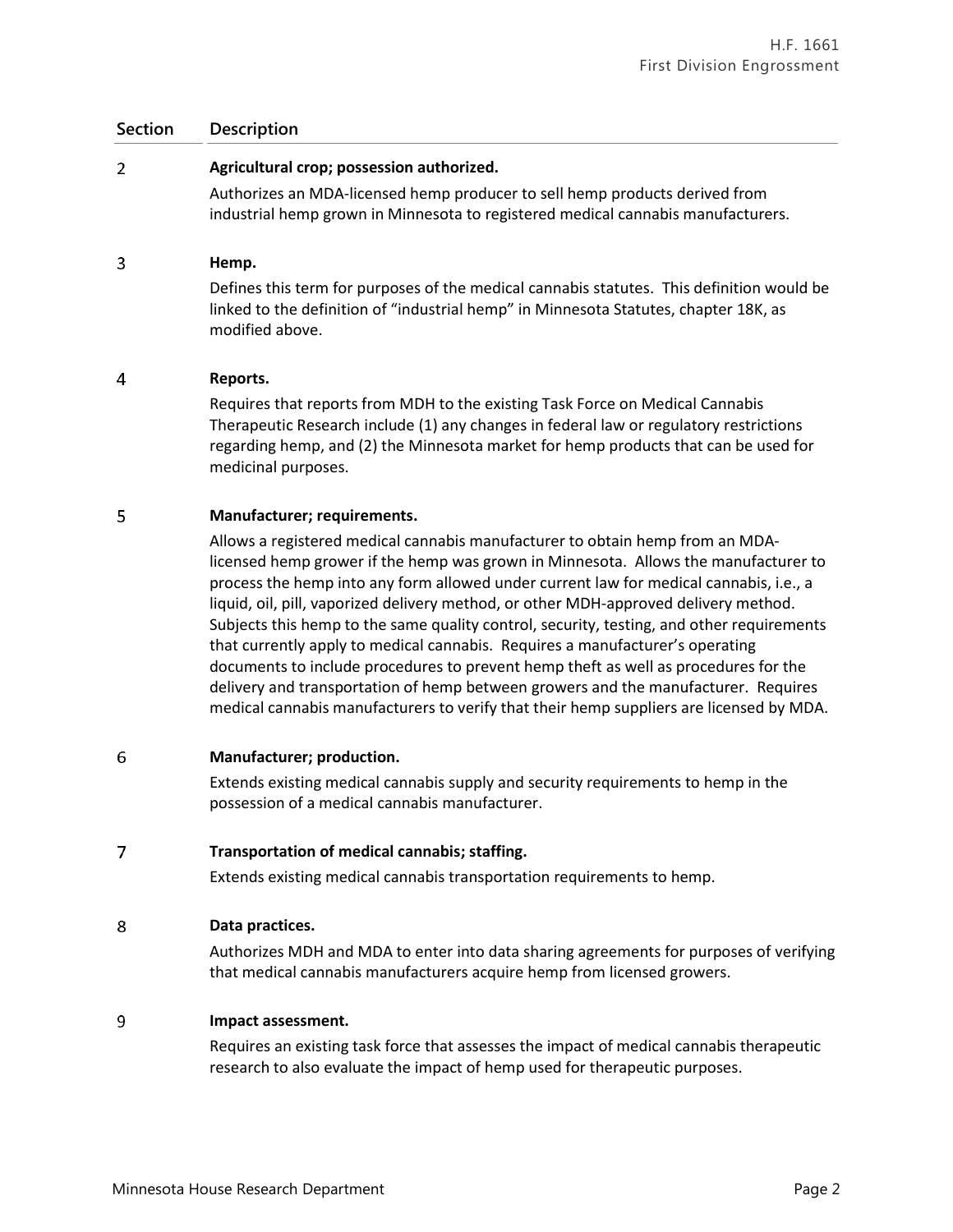| Section | Description |
|---|---|
| 2 | **Agricultural crop; possession authorized.**<br>Authorizes an MDA-licensed hemp producer to sell hemp products derived from industrial hemp grown in Minnesota to registered medical cannabis manufacturers. |
| 3 | **Hemp.**<br>Defines this term for purposes of the medical cannabis statutes. This definition would be linked to the definition of "industrial hemp" in Minnesota Statutes, chapter 18K, as modified above. |
| 4 | **Reports.**<br>Requires that reports from MDH to the existing Task Force on Medical Cannabis Therapeutic Research include (1) any changes in federal law or regulatory restrictions regarding hemp, and (2) the Minnesota market for hemp products that can be used for medicinal purposes. |
| 5 | **Manufacturer; requirements.**<br>Allows a registered medical cannabis manufacturer to obtain hemp from an MDA-licensed hemp grower if the hemp was grown in Minnesota. Allows the manufacturer to process the hemp into any form allowed under current law for medical cannabis, i.e., a liquid, oil, pill, vaporized delivery method, or other MDH-approved delivery method. Subjects this hemp to the same quality control, security, testing, and other requirements that currently apply to medical cannabis. Requires a manufacturer's operating documents to include procedures to prevent hemp theft as well as procedures for the delivery and transportation of hemp between growers and the manufacturer. Requires medical cannabis manufacturers to verify that their hemp suppliers are licensed by MDA. |
| 6 | **Manufacturer; production.**<br>Extends existing medical cannabis supply and security requirements to hemp in the possession of a medical cannabis manufacturer. |
| 7 | **Transportation of medical cannabis; staffing.**<br>Extends existing medical cannabis transportation requirements to hemp. |
| 8 | **Data practices.**<br>Authorizes MDH and MDA to enter into data sharing agreements for purposes of verifying that medical cannabis manufacturers acquire hemp from licensed growers. |
| 9 | **Impact assessment.**<br>Requires an existing task force that assesses the impact of medical cannabis therapeutic research to also evaluate the impact of hemp used for therapeutic purposes. |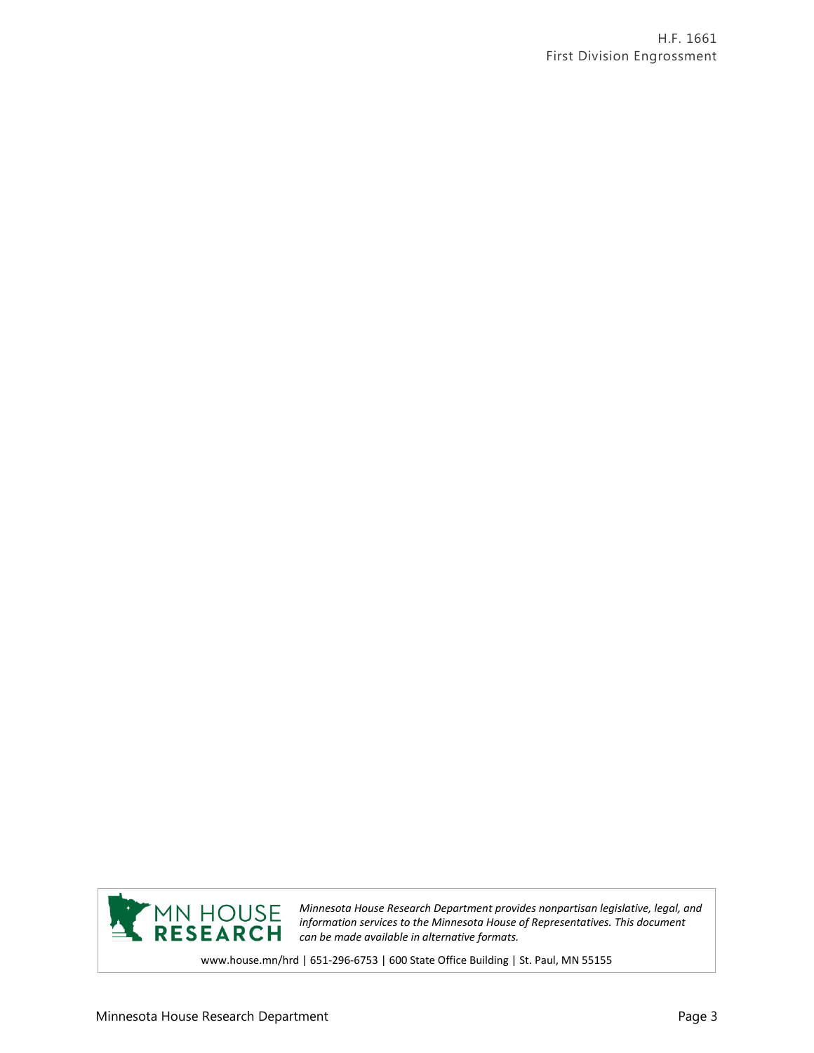MN HOUSE RESEARCH

*Minnesota House Research Department provides nonpartisan legislative, legal, and information services to the Minnesota House of Representatives. This document can be made available in alternative formats.*

www.house.mn/hrd | 651-296-6753 | 600 State Office Building | St. Paul, MN 55155